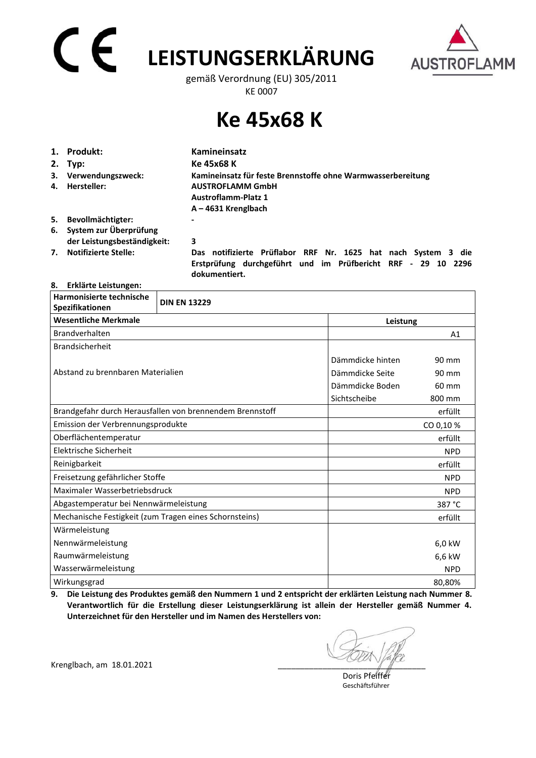# CE LEISTUNGSERKLÄRUNG

gemäß Verordnung (EU) 305/2011

KE 0007

AUSTROFLAMM

# Ke 45x68 K

1. **Produkt:** **Kamineinsatz**
2. **Typ:** **Ke 45x68 K**
3. **Verwendungszweck:** **Kamineinsatz für feste Brennstoffe ohne Warmwasserbereitung**
4. **Hersteller:** **AUSTROFLAMM GmbH**
   **Austroflamm-Platz 1**
   **A – 4631 Krenglbach**
5. **Bevollmächtigter:** **-**
6. **System zur Überprüfung der Leistungsbeständigkeit:** **3**
7. **Notifizierte Stelle:** **Das notifizierte Prüflabor RRF Nr. 1625 hat nach System 3 die Erstprüfung durchgeführt und im Prüfbericht RRF - 29 10 2296 dokumentiert.**
8. **Erklärte Leistungen:**

| **Harmonisierte technische Spezifikationen** | **DIN EN 13229** | |
|---|---|---|
| **Wesentliche Merkmale** | **Leistung** | |
| Brandverhalten | | A1 |
| Brandsicherheit | | |
| Abstand zu brennbaren Materialien | Dämmdicke hinten | 90 mm |
| | Dämmdicke Seite | 90 mm |
| | Dämmdicke Boden | 60 mm |
| | Sichtscheibe | 800 mm |
| Brandgefahr durch Herausfallen von brennendem Brennstoff | | erfüllt |
| Emission der Verbrennungsprodukte | | CO 0,10 % |
| Oberflächentemperatur | | erfüllt |
| Elektrische Sicherheit | | NPD |
| Reinigbarkeit | | erfüllt |
| Freisetzung gefährlicher Stoffe | | NPD |
| Maximaler Wasserbetriebsdruck | | NPD |
| Abgastemperatur bei Nennwärmeleistung | | 387 °C |
| Mechanische Festigkeit (zum Tragen eines Schornsteins) | | erfüllt |
| Wärmeleistung | | |
| Nennwärmeleistung | | 6,0 kW |
| Raumwärmeleistung | | 6,6 kW |
| Wasserwärmeleistung | | NPD |
| Wirkungsgrad | | 80,80% |

9. **Die Leistung des Produktes gemäß den Nummern 1 und 2 entspricht der erklärten Leistung nach Nummer 8. Verantwortlich für die Erstellung dieser Leistungserklärung ist allein der Hersteller gemäß Nummer 4. Unterzeichnet für den Hersteller und im Namen des Herstellers von:**

Krenglbach, am 18.01.2021

Doris Pfeiffer
Geschäftsführer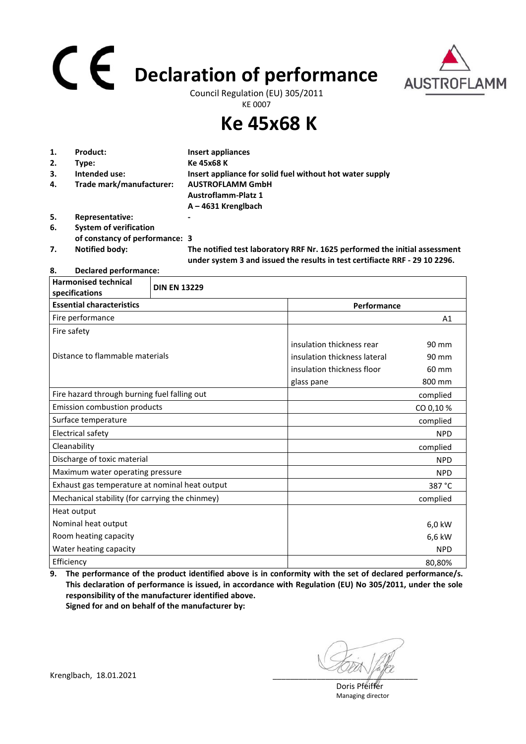# CE Declaration of performance

Council Regulation (EU) 305/2011

KE 0007

AUSTROFLAMM

# Ke 45x68 K

1. **Product:** **Insert appliances**
2. **Type:** **Ke 45x68 K**
3. **Intended use:** **Insert appliance for solid fuel without hot water supply**
4. **Trade mark/manufacturer:** **AUSTROFLAMM GmbH**
   **Austroflamm-Platz 1**
   **A – 4631 Kreglbach**
5. **Representative:** **-**
6. **System of verification of constancy of performance:** **3**
7. **Notified body:** **The notified test laboratory RRF Nr. 1625 performed the initial assessment under system 3 and issued the results in test certifiacte RRF - 29 10 2296.**
8. **Declared performance:**

| **Harmonised technical specifications** | **DIN EN 13229** | | |
|---|---|---|---|
| **Essential characteristics** | | **Performance** | |
| Fire performance | | | A1 |
| Fire safety | | | |
| Distance to flammable materials | | insulation thickness rear | 90 mm |
| | | insulation thickness lateral | 90 mm |
| | | insulation thickness floor | 60 mm |
| | | glass pane | 800 mm |
| Fire hazard through burning fuel falling out | | | complied |
| Emission combustion products | | | CO 0,10 % |
| Surface temperature | | | complied |
| Electrical safety | | | NPD |
| Cleanability | | | complied |
| Discharge of toxic material | | | NPD |
| Maximum water operating pressure | | | NPD |
| Exhaust gas temperature at nominal heat output | | | 387 °C |
| Mechanical stability (for carrying the chimney) | | | complied |
| Heat output | | | |
| Nominal heat output | | | 6,0 kW |
| Room heating capacity | | | 6,6 kW |
| Water heating capacity | | | NPD |
| Efficiency | | | 80,80% |

9. **The performance of the product identified above is in conformity with the set of declared performance/s. This declaration of performance is issued, in accordance with Regulation (EU) No 305/2011, under the sole responsibility of the manufacturer identified above.**
   **Signed for and on behalf of the manufacturer by:**

Krenglbach, 18.01.2021

Doris Pfeiffer
Managing director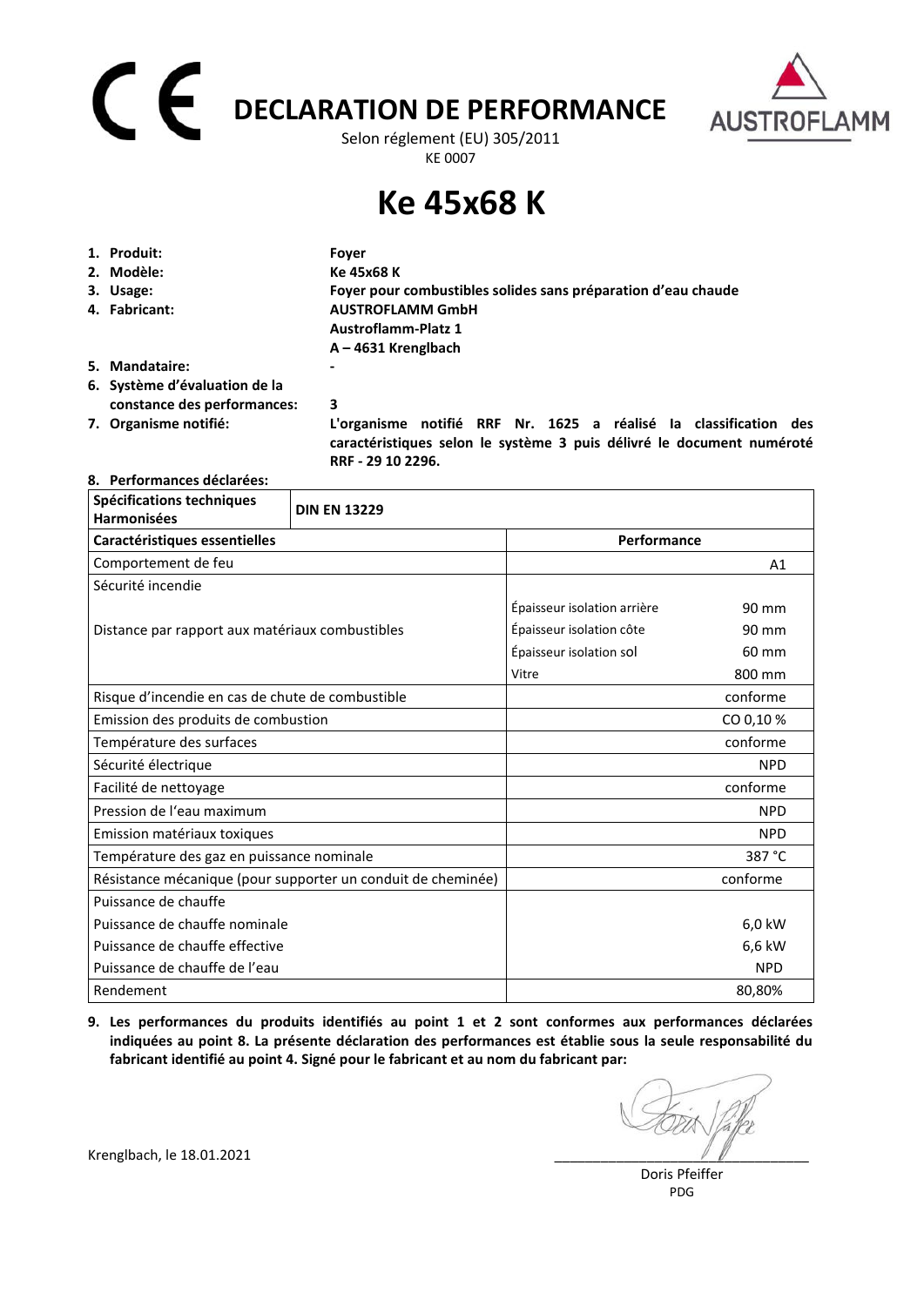# DECLARATION DE PERFORMANCE

Selon réglement (EU) 305/2011

KE 0007

# Ke 45x68 K

1. **Produit:** **Foyer**
2. **Modèle:** **Ke 45x68 K**
3. **Usage:** **Foyer pour combustibles solides sans préparation d'eau chaude**
4. **Fabricant:** **AUSTROFLAMM GmbH**
   **Austroflamm-Platz 1**
   **A – 4631 Kronglbach**
5. **Mandataire:** **-**
6. **Système d'évaluation de la constance des performances:** **3**
7. **Organisme notifié:** **L'organisme notifié RRF Nr. 1625 a réalisé la classification des caractéristiques selon le système 3 puis délivré le document numéroté RRF - 29 10 2296.**
8. **Performances déclarées:**

| **Spécifications techniques Harmonisées** | **DIN EN 13229** | |
|---|---|---|
| **Caractéristiques essentielles** | **Performance** | |
| Comportement de feu | | A1 |
| Sécurité incendie | | |
| Distance par rapport aux matériaux combustibles | Épaisseur isolation arrière | 90 mm |
| | Épaisseur isolation côte | 90 mm |
| | Épaisseur isolation sol | 60 mm |
| | Vitre | 800 mm |
| Risque d'incendie en cas de chute de combustible | | conforme |
| Emission des produits de combustion | | CO 0,10 % |
| Température des surfaces | | conforme |
| Sécurité électrique | | NPD |
| Facilité de nettoyage | | conforme |
| Pression de l'eau maximum | | NPD |
| Emission matériaux toxiques | | NPD |
| Température des gaz en puissance nominale | | 387 °C |
| Résistance mécanique (pour supporter un conduit de cheminée) | | conforme |
| Puissance de chauffe | | |
| Puissance de chauffe nominale | | 6,0 kW |
| Puissance de chauffe effective | | 6,6 kW |
| Puissance de chauffe de l'eau | | NPD |
| Rendement | | 80,80% |

9. **Les performances du produits identifiés au point 1 et 2 sont conformes aux performances déclarées indiquées au point 8. La présente déclaration des performances est établie sous la seule responsabilité du fabricant identifié au point 4. Signé pour le fabricant et au nom du fabricant par:**

Krenglbach, le 18.01.2021

Doris Pfeiffer

PDG